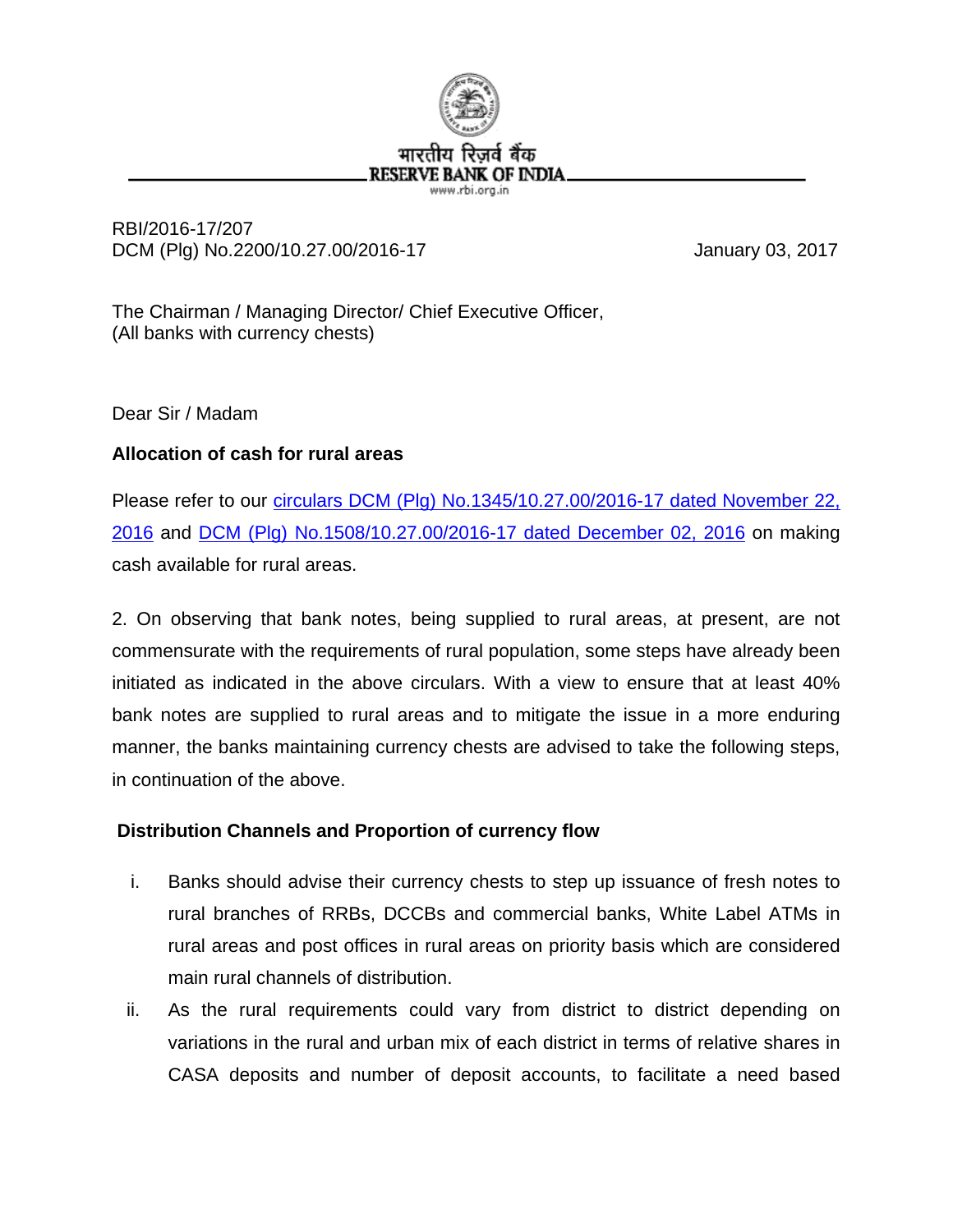भारतीय रिज़र्व बैंक
RESERVE BANK OF INDIA
www.rbi.org.in

RBI/2016-17/207
DCM (Plg) No.2200/10.27.00/2016-17

January 03, 2017

The Chairman / Managing Director/ Chief Executive Officer,
(All banks with currency chests)

Dear Sir / Madam

**Allocation of cash for rural areas**

Please refer to our circulars DCM (Plg) No.1345/10.27.00/2016-17 dated November 22, 2016 and DCM (Plg) No.1508/10.27.00/2016-17 dated December 02, 2016 on making cash available for rural areas.

2. On observing that bank notes, being supplied to rural areas, at present, are not commensurate with the requirements of rural population, some steps have already been initiated as indicated in the above circulars. With a view to ensure that at least 40% bank notes are supplied to rural areas and to mitigate the issue in a more enduring manner, the banks maintaining currency chests are advised to take the following steps, in continuation of the above.

**Distribution Channels and Proportion of currency flow**

i. Banks should advise their currency chests to step up issuance of fresh notes to rural branches of RRBs, DCCBs and commercial banks, White Label ATMs in rural areas and post offices in rural areas on priority basis which are considered main rural channels of distribution.

ii. As the rural requirements could vary from district to district depending on variations in the rural and urban mix of each district in terms of relative shares in CASA deposits and number of deposit accounts, to facilitate a need based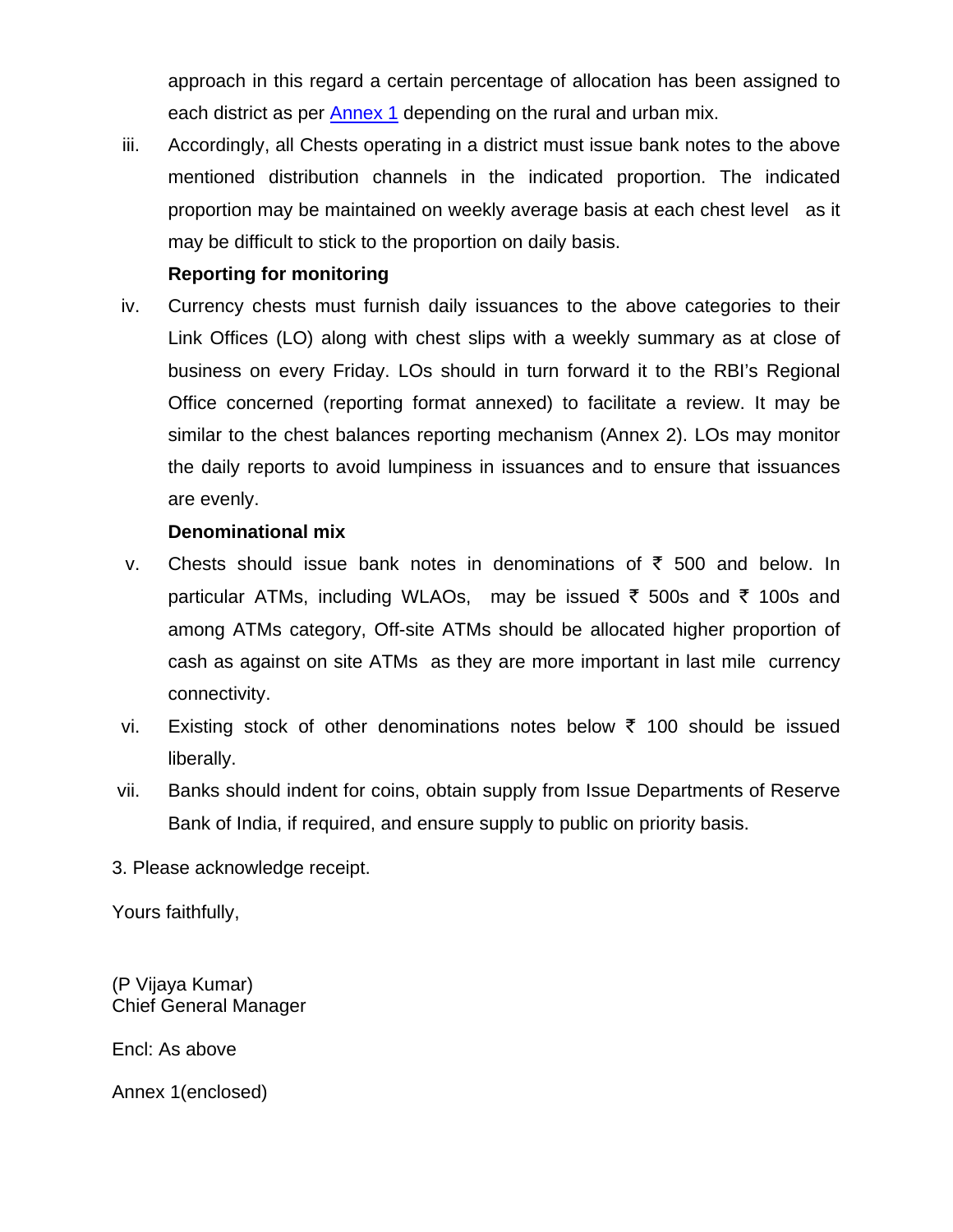approach in this regard a certain percentage of allocation has been assigned to each district as per [Annex 1] depending on the rural and urban mix.

iii. Accordingly, all Chests operating in a district must issue bank notes to the above mentioned distribution channels in the indicated proportion. The indicated proportion may be maintained on weekly average basis at each chest level as it may be difficult to stick to the proportion on daily basis.

**Reporting for monitoring**

iv. Currency chests must furnish daily issuances to the above categories to their Link Offices (LO) along with chest slips with a weekly summary as at close of business on every Friday. LOs should in turn forward it to the RBI's Regional Office concerned (reporting format annexed) to facilitate a review. It may be similar to the chest balances reporting mechanism (Annex 2). LOs may monitor the daily reports to avoid lumpiness in issuances and to ensure that issuances are evenly.

**Denominational mix**

v. Chests should issue bank notes in denominations of ₹ 500 and below. In particular ATMs, including WLAOs, may be issued ₹ 500s and ₹ 100s and among ATMs category, Off-site ATMs should be allocated higher proportion of cash as against on site ATMs as they are more important in last mile currency connectivity.

vi. Existing stock of other denominations notes below ₹ 100 should be issued liberally.

vii. Banks should indent for coins, obtain supply from Issue Departments of Reserve Bank of India, if required, and ensure supply to public on priority basis.

3. Please acknowledge receipt.

Yours faithfully,

(P Vijaya Kumar)
Chief General Manager

Encl: As above

Annex 1(enclosed)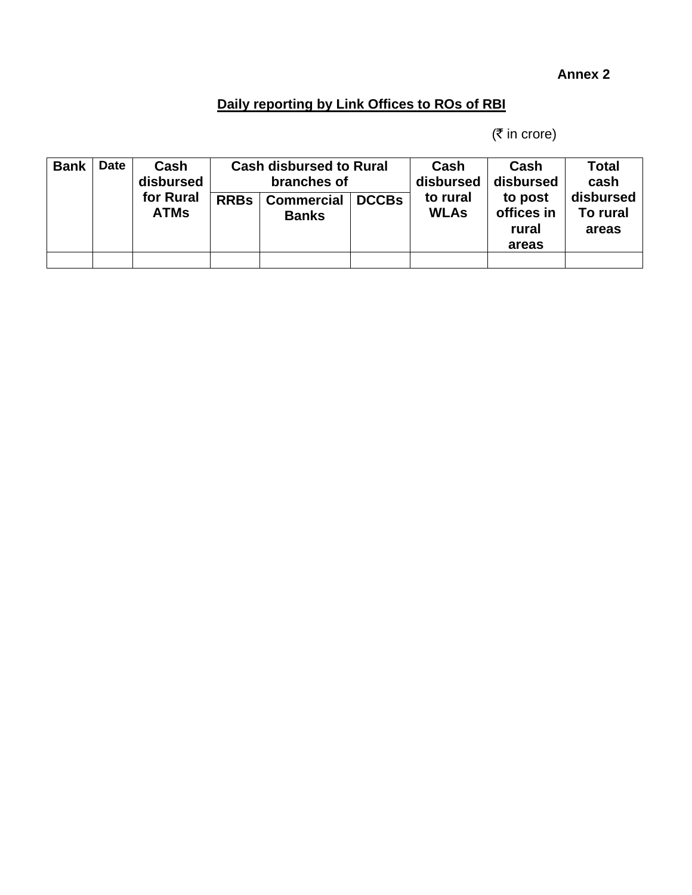**Annex 2**

## Daily reporting by Link Offices to ROs of RBI

(₹ in crore)

| Bank | Date | Cash disbursed for Rural ATMs | Cash disbursed to Rural branches of | | | Cash disbursed to rural WLAs | Cash disbursed to post offices in rural areas | Total cash disbursed To rural areas |
|---|---|---|---|---|---|---|---|---|
| | | | RRBs | Commercial Banks | DCCBs | | | |
| | | | | | | | | |